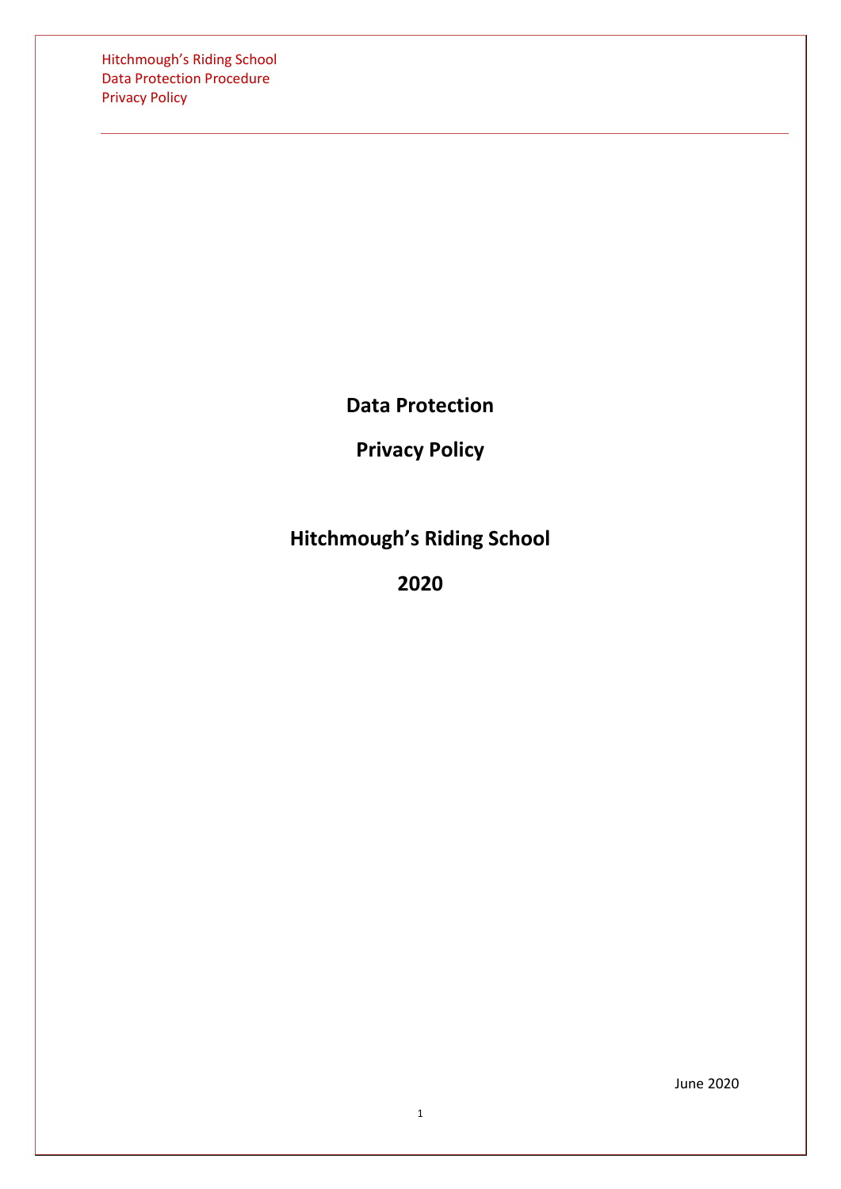# Data Protection

# Privacy Policy

# Hitchmough's Riding School

# 2020

June 2020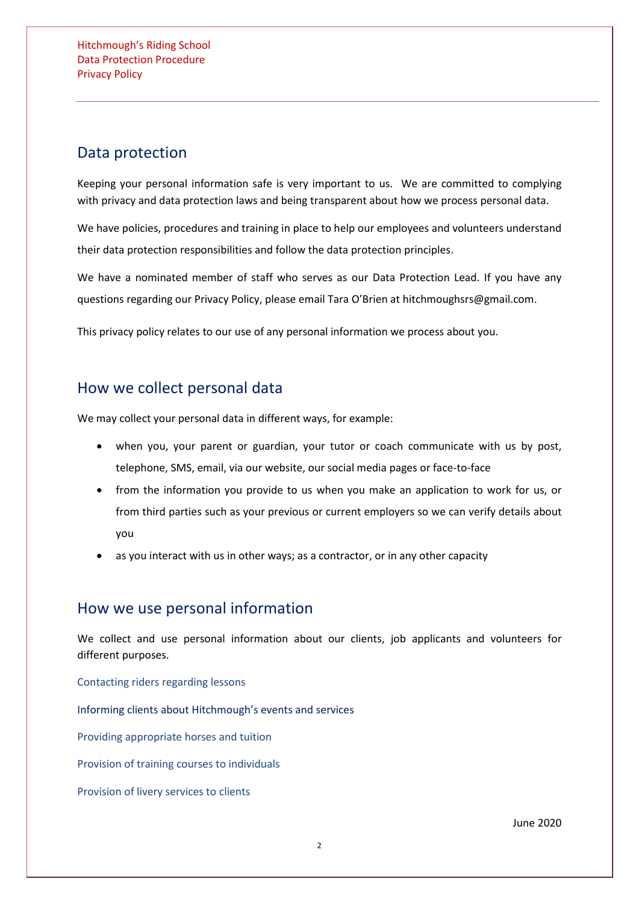## Data protection

Keeping your personal information safe is very important to us. We are committed to complying with privacy and data protection laws and being transparent about how we process personal data.

We have policies, procedures and training in place to help our employees and volunteers understand their data protection responsibilities and follow the data protection principles.

We have a nominated member of staff who serves as our Data Protection Lead. If you have any questions regarding our Privacy Policy, please email Tara O'Brien at hitchmoughsrs@gmail.com.

This privacy policy relates to our use of any personal information we process about you.

## How we collect personal data

We may collect your personal data in different ways, for example:

- when you, your parent or guardian, your tutor or coach communicate with us by post, telephone, SMS, email, via our website, our social media pages or face-to-face
- from the information you provide to us when you make an application to work for us, or from third parties such as your previous or current employers so we can verify details about you
- as you interact with us in other ways; as a contractor, or in any other capacity

## How we use personal information

We collect and use personal information about our clients, job applicants and volunteers for different purposes.

Contacting riders regarding lessons

Informing clients about Hitchmough's events and services

Providing appropriate horses and tuition

Provision of training courses to individuals

Provision of livery services to clients

June 2020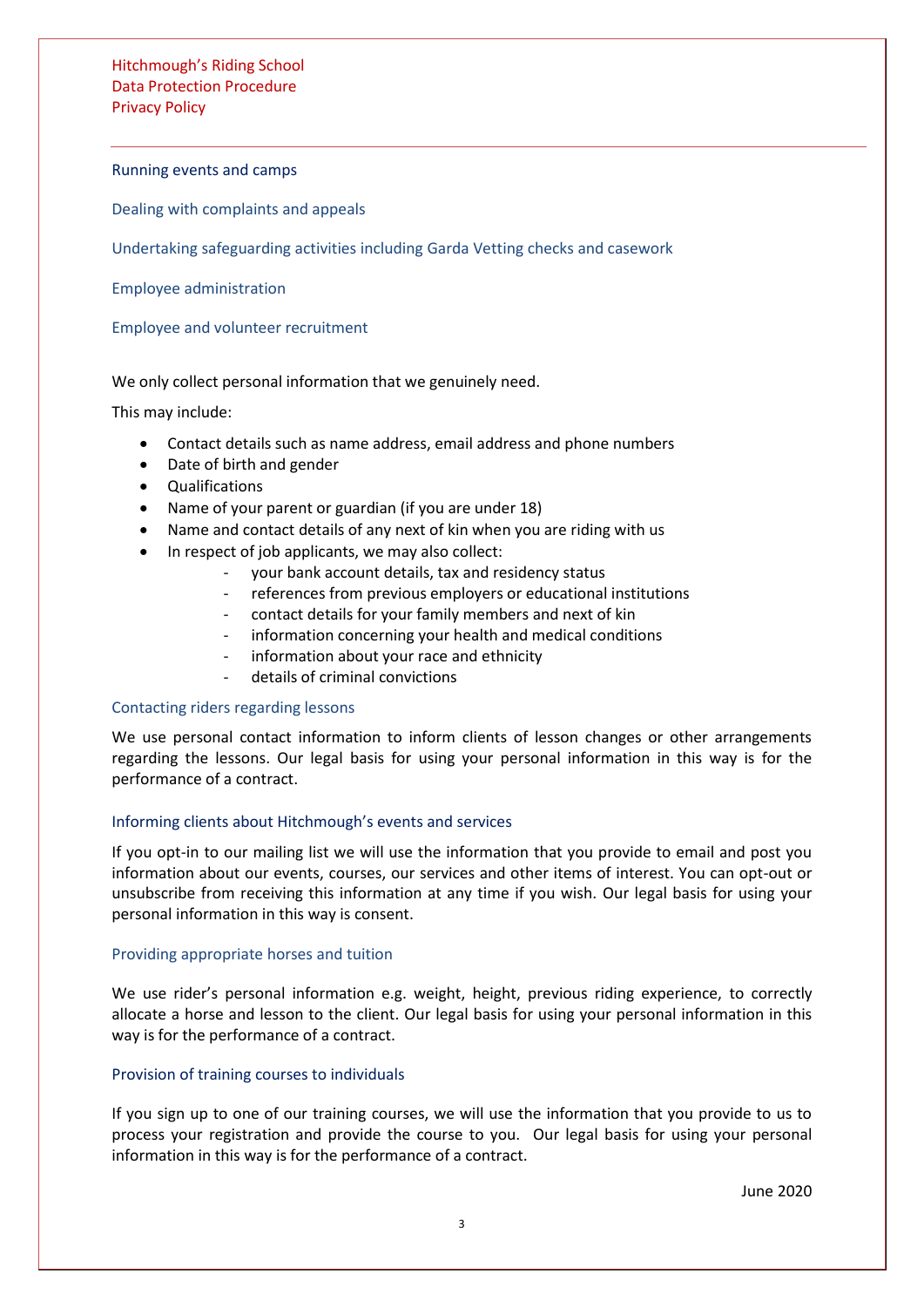Running events and camps

Dealing with complaints and appeals

Undertaking safeguarding activities including Garda Vetting checks and casework

Employee administration

Employee and volunteer recruitment

We only collect personal information that we genuinely need.

This may include:

- Contact details such as name address, email address and phone numbers
- Date of birth and gender
- Qualifications
- Name of your parent or guardian (if you are under 18)
- Name and contact details of any next of kin when you are riding with us
- In respect of job applicants, we may also collect:
    - your bank account details, tax and residency status
    - references from previous employers or educational institutions
    - contact details for your family members and next of kin
    - information concerning your health and medical conditions
    - information about your race and ethnicity
    - details of criminal convictions

### Contacting riders regarding lessons

We use personal contact information to inform clients of lesson changes or other arrangements regarding the lessons. Our legal basis for using your personal information in this way is for the performance of a contract.

### Informing clients about Hitchmough's events and services

If you opt-in to our mailing list we will use the information that you provide to email and post you information about our events, courses, our services and other items of interest. You can opt-out or unsubscribe from receiving this information at any time if you wish. Our legal basis for using your personal information in this way is consent.

### Providing appropriate horses and tuition

We use rider's personal information e.g. weight, height, previous riding experience, to correctly allocate a horse and lesson to the client. Our legal basis for using your personal information in this way is for the performance of a contract.

### Provision of training courses to individuals

If you sign up to one of our training courses, we will use the information that you provide to us to process your registration and provide the course to you. Our legal basis for using your personal information in this way is for the performance of a contract.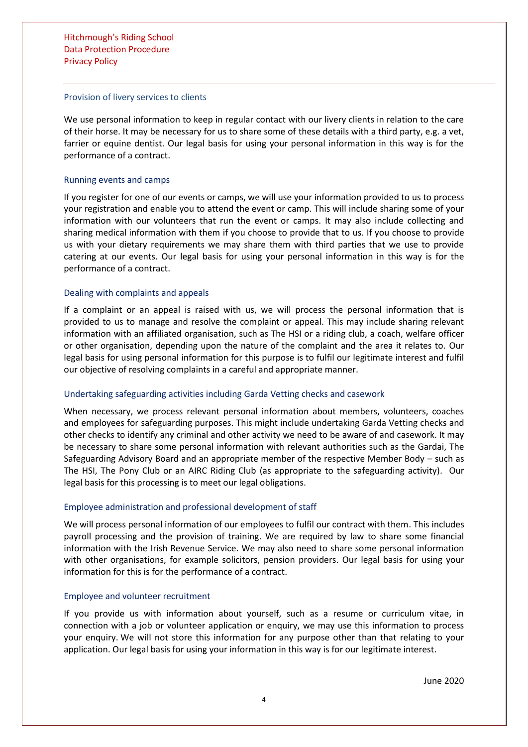### Provision of livery services to clients

We use personal information to keep in regular contact with our livery clients in relation to the care of their horse. It may be necessary for us to share some of these details with a third party, e.g. a vet, farrier or equine dentist. Our legal basis for using your personal information in this way is for the performance of a contract.

### Running events and camps

If you register for one of our events or camps, we will use your information provided to us to process your registration and enable you to attend the event or camp. This will include sharing some of your information with our volunteers that run the event or camps. It may also include collecting and sharing medical information with them if you choose to provide that to us. If you choose to provide us with your dietary requirements we may share them with third parties that we use to provide catering at our events. Our legal basis for using your personal information in this way is for the performance of a contract.

### Dealing with complaints and appeals

If a complaint or an appeal is raised with us, we will process the personal information that is provided to us to manage and resolve the complaint or appeal. This may include sharing relevant information with an affiliated organisation, such as The HSI or a riding club, a coach, welfare officer or other organisation, depending upon the nature of the complaint and the area it relates to. Our legal basis for using personal information for this purpose is to fulfil our legitimate interest and fulfil our objective of resolving complaints in a careful and appropriate manner.

### Undertaking safeguarding activities including Garda Vetting checks and casework

When necessary, we process relevant personal information about members, volunteers, coaches and employees for safeguarding purposes. This might include undertaking Garda Vetting checks and other checks to identify any criminal and other activity we need to be aware of and casework. It may be necessary to share some personal information with relevant authorities such as the Gardai, The Safeguarding Advisory Board and an appropriate member of the respective Member Body – such as The HSI, The Pony Club or an AIRC Riding Club (as appropriate to the safeguarding activity). Our legal basis for this processing is to meet our legal obligations.

### Employee administration and professional development of staff

We will process personal information of our employees to fulfil our contract with them. This includes payroll processing and the provision of training. We are required by law to share some financial information with the Irish Revenue Service. We may also need to share some personal information with other organisations, for example solicitors, pension providers. Our legal basis for using your information for this is for the performance of a contract.

### Employee and volunteer recruitment

If you provide us with information about yourself, such as a resume or curriculum vitae, in connection with a job or volunteer application or enquiry, we may use this information to process your enquiry. We will not store this information for any purpose other than that relating to your application. Our legal basis for using your information in this way is for our legitimate interest.

June 2020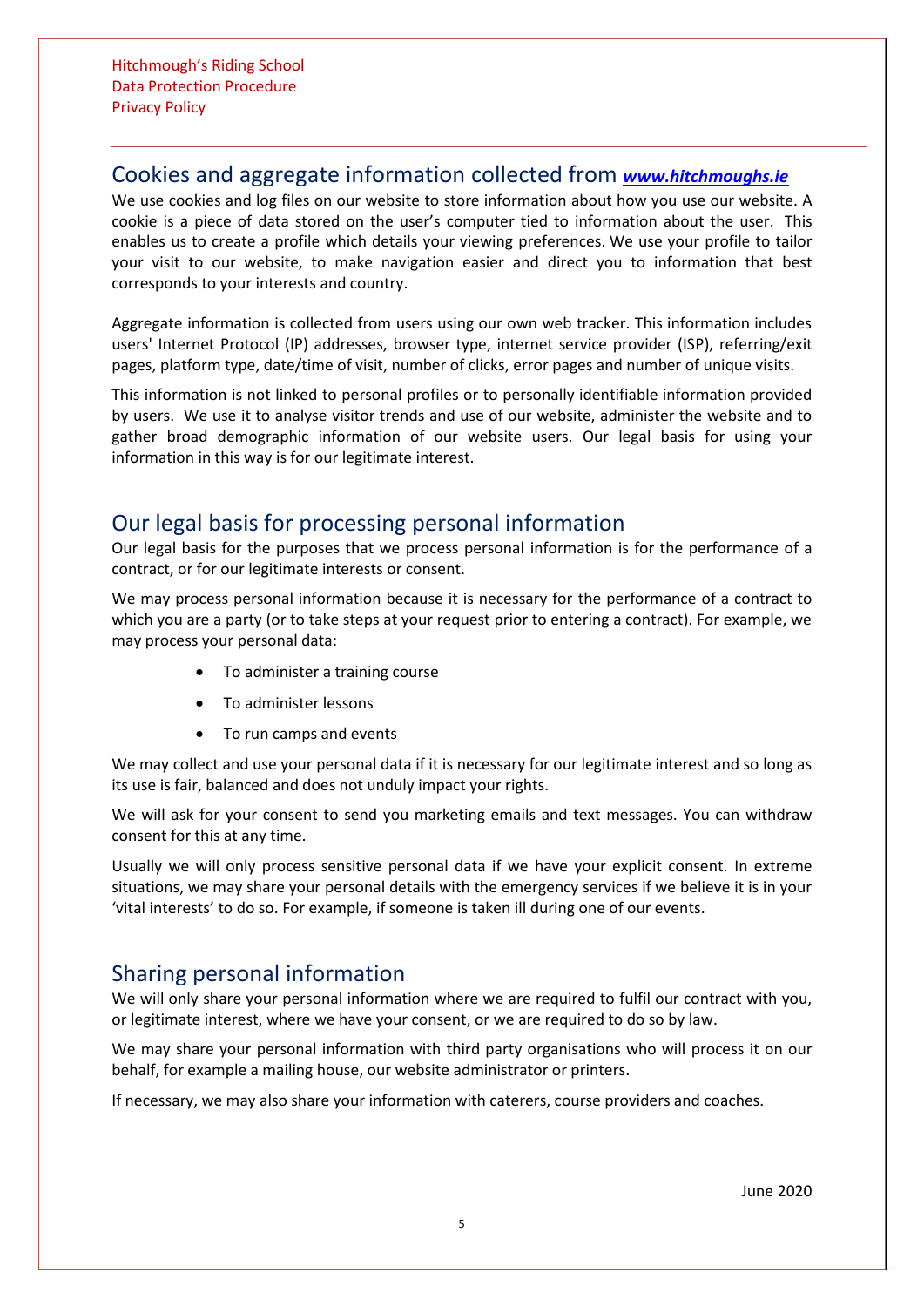## Cookies and aggregate information collected from *www.hitchmoughs.ie*

We use cookies and log files on our website to store information about how you use our website. A cookie is a piece of data stored on the user's computer tied to information about the user. This enables us to create a profile which details your viewing preferences. We use your profile to tailor your visit to our website, to make navigation easier and direct you to information that best corresponds to your interests and country.

Aggregate information is collected from users using our own web tracker. This information includes users' Internet Protocol (IP) addresses, browser type, internet service provider (ISP), referring/exit pages, platform type, date/time of visit, number of clicks, error pages and number of unique visits.

This information is not linked to personal profiles or to personally identifiable information provided by users. We use it to analyse visitor trends and use of our website, administer the website and to gather broad demographic information of our website users. Our legal basis for using your information in this way is for our legitimate interest.

## Our legal basis for processing personal information

Our legal basis for the purposes that we process personal information is for the performance of a contract, or for our legitimate interests or consent.

We may process personal information because it is necessary for the performance of a contract to which you are a party (or to take steps at your request prior to entering a contract). For example, we may process your personal data:

- To administer a training course
- To administer lessons
- To run camps and events

We may collect and use your personal data if it is necessary for our legitimate interest and so long as its use is fair, balanced and does not unduly impact your rights.

We will ask for your consent to send you marketing emails and text messages. You can withdraw consent for this at any time.

Usually we will only process sensitive personal data if we have your explicit consent. In extreme situations, we may share your personal details with the emergency services if we believe it is in your 'vital interests' to do so. For example, if someone is taken ill during one of our events.

## Sharing personal information

We will only share your personal information where we are required to fulfil our contract with you, or legitimate interest, where we have your consent, or we are required to do so by law.

We may share your personal information with third party organisations who will process it on our behalf, for example a mailing house, our website administrator or printers.

If necessary, we may also share your information with caterers, course providers and coaches.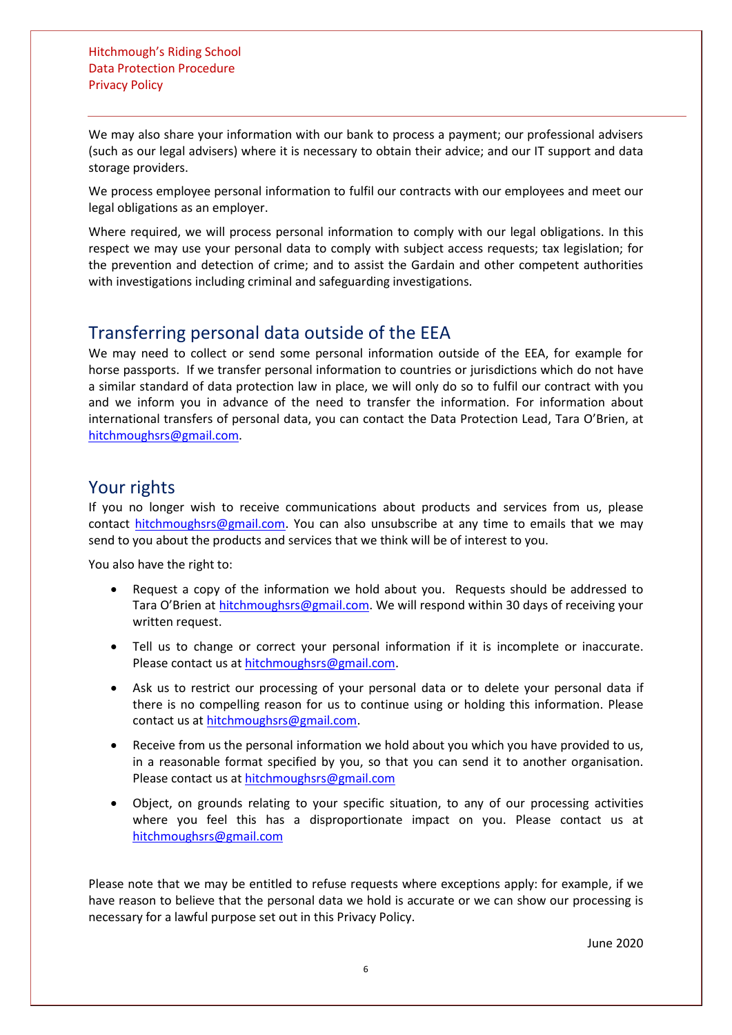We may also share your information with our bank to process a payment; our professional advisers (such as our legal advisers) where it is necessary to obtain their advice; and our IT support and data storage providers.

We process employee personal information to fulfil our contracts with our employees and meet our legal obligations as an employer.

Where required, we will process personal information to comply with our legal obligations. In this respect we may use your personal data to comply with subject access requests; tax legislation; for the prevention and detection of crime; and to assist the Gardain and other competent authorities with investigations including criminal and safeguarding investigations.

## Transferring personal data outside of the EEA

We may need to collect or send some personal information outside of the EEA, for example for horse passports. If we transfer personal information to countries or jurisdictions which do not have a similar standard of data protection law in place, we will only do so to fulfil our contract with you and we inform you in advance of the need to transfer the information. For information about international transfers of personal data, you can contact the Data Protection Lead, Tara O'Brien, at hitchmoughsrs@gmail.com.

## Your rights

If you no longer wish to receive communications about products and services from us, please contact hitchmoughsrs@gmail.com. You can also unsubscribe at any time to emails that we may send to you about the products and services that we think will be of interest to you.

You also have the right to:

- Request a copy of the information we hold about you. Requests should be addressed to Tara O'Brien at hitchmoughsrs@gmail.com. We will respond within 30 days of receiving your written request.
- Tell us to change or correct your personal information if it is incomplete or inaccurate. Please contact us at hitchmoughsrs@gmail.com.
- Ask us to restrict our processing of your personal data or to delete your personal data if there is no compelling reason for us to continue using or holding this information. Please contact us at hitchmoughsrs@gmail.com.
- Receive from us the personal information we hold about you which you have provided to us, in a reasonable format specified by you, so that you can send it to another organisation. Please contact us at hitchmoughsrs@gmail.com
- Object, on grounds relating to your specific situation, to any of our processing activities where you feel this has a disproportionate impact on you. Please contact us at hitchmoughsrs@gmail.com

Please note that we may be entitled to refuse requests where exceptions apply: for example, if we have reason to believe that the personal data we hold is accurate or we can show our processing is necessary for a lawful purpose set out in this Privacy Policy.

June 2020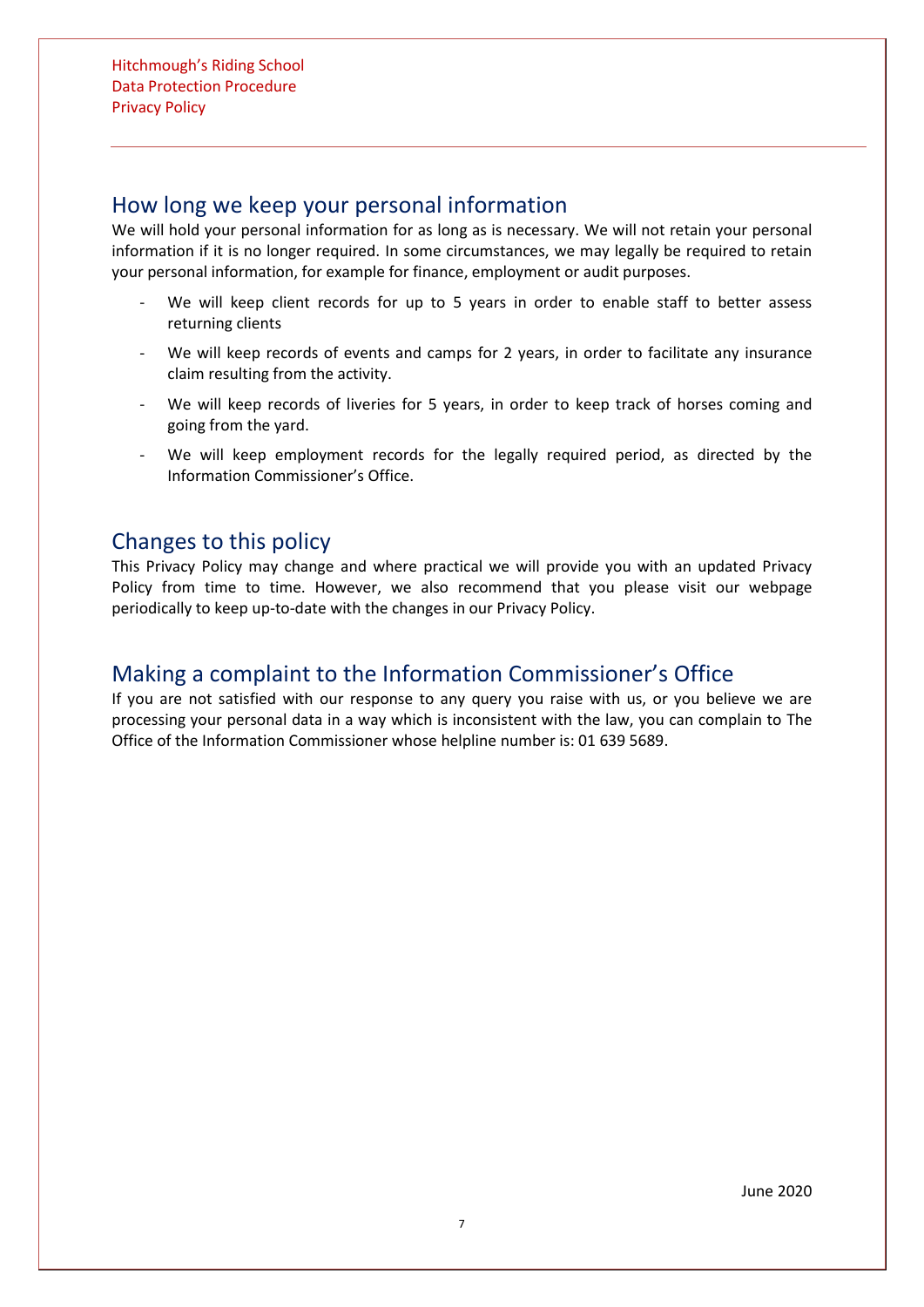## How long we keep your personal information

We will hold your personal information for as long as is necessary. We will not retain your personal information if it is no longer required. In some circumstances, we may legally be required to retain your personal information, for example for finance, employment or audit purposes.

- We will keep client records for up to 5 years in order to enable staff to better assess returning clients
- We will keep records of events and camps for 2 years, in order to facilitate any insurance claim resulting from the activity.
- We will keep records of liveries for 5 years, in order to keep track of horses coming and going from the yard.
- We will keep employment records for the legally required period, as directed by the Information Commissioner's Office.

## Changes to this policy

This Privacy Policy may change and where practical we will provide you with an updated Privacy Policy from time to time. However, we also recommend that you please visit our webpage periodically to keep up-to-date with the changes in our Privacy Policy.

## Making a complaint to the Information Commissioner's Office

If you are not satisfied with our response to any query you raise with us, or you believe we are processing your personal data in a way which is inconsistent with the law, you can complain to The Office of the Information Commissioner whose helpline number is: 01 639 5689.

June 2020